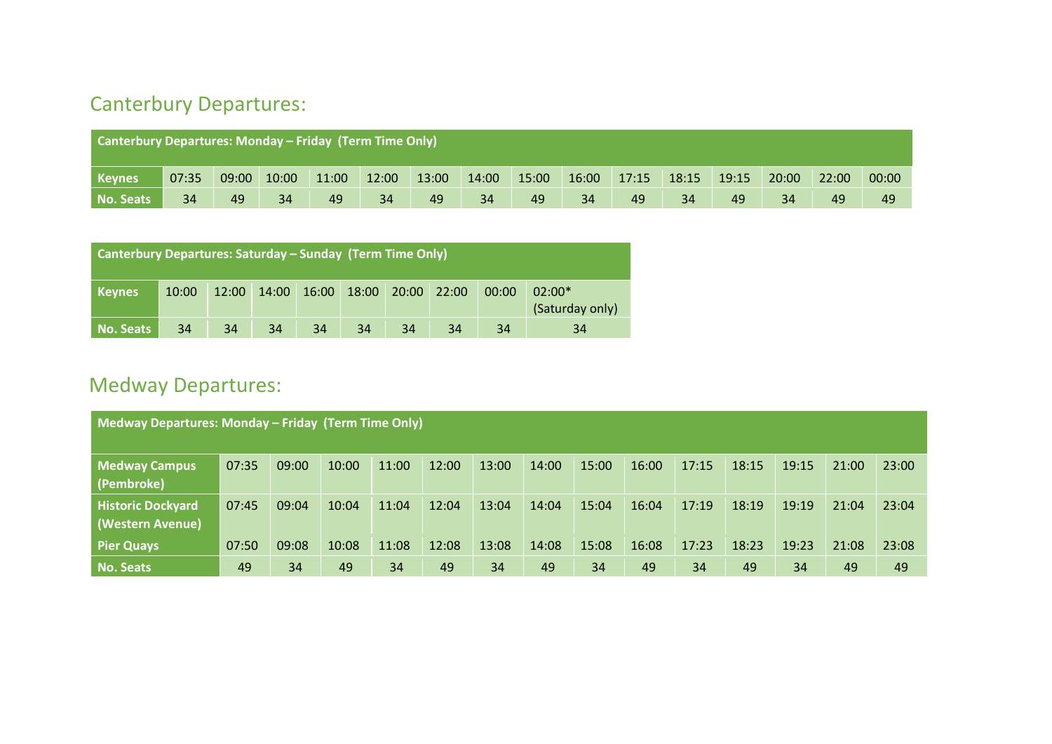## Canterbury Departures:

| Canterbury Departures: Monday – Friday (Term Time Only) | | | | | | | | | | | | | | | |
|---|---|---|---|---|---|---|---|---|---|---|---|---|---|---|---|
| **Keynes** | 07:35 | 09:00 | 10:00 | 11:00 | 12:00 | 13:00 | 14:00 | 15:00 | 16:00 | 17:15 | 18:15 | 19:15 | 20:00 | 22:00 | 00:00 |
| **No. Seats** | 34 | 49 | 34 | 49 | 34 | 49 | 34 | 49 | 34 | 49 | 34 | 49 | 34 | 49 | 49 |

| Canterbury Departures: Saturday – Sunday (Term Time Only) | | | | | | | | | |
|---|---|---|---|---|---|---|---|---|---|
| **Keynes** | 10:00 | 12:00 | 14:00 | 16:00 | 18:00 | 20:00 | 22:00 | 00:00 | 02:00* (Saturday only) |
| **No. Seats** | 34 | 34 | 34 | 34 | 34 | 34 | 34 | 34 | 34 |

## Medway Departures:

| Medway Departures: Monday – Friday (Term Time Only) | | | | | | | | | | | | | | |
|---|---|---|---|---|---|---|---|---|---|---|---|---|---|---|
| **Medway Campus (Pembroke)** | 07:35 | 09:00 | 10:00 | 11:00 | 12:00 | 13:00 | 14:00 | 15:00 | 16:00 | 17:15 | 18:15 | 19:15 | 21:00 | 23:00 |
| **Historic Dockyard (Western Avenue)** | 07:45 | 09:04 | 10:04 | 11:04 | 12:04 | 13:04 | 14:04 | 15:04 | 16:04 | 17:19 | 18:19 | 19:19 | 21:04 | 23:04 |
| **Pier Quays** | 07:50 | 09:08 | 10:08 | 11:08 | 12:08 | 13:08 | 14:08 | 15:08 | 16:08 | 17:23 | 18:23 | 19:23 | 21:08 | 23:08 |
| **No. Seats** | 49 | 34 | 49 | 34 | 49 | 34 | 49 | 34 | 49 | 34 | 49 | 34 | 49 | 49 |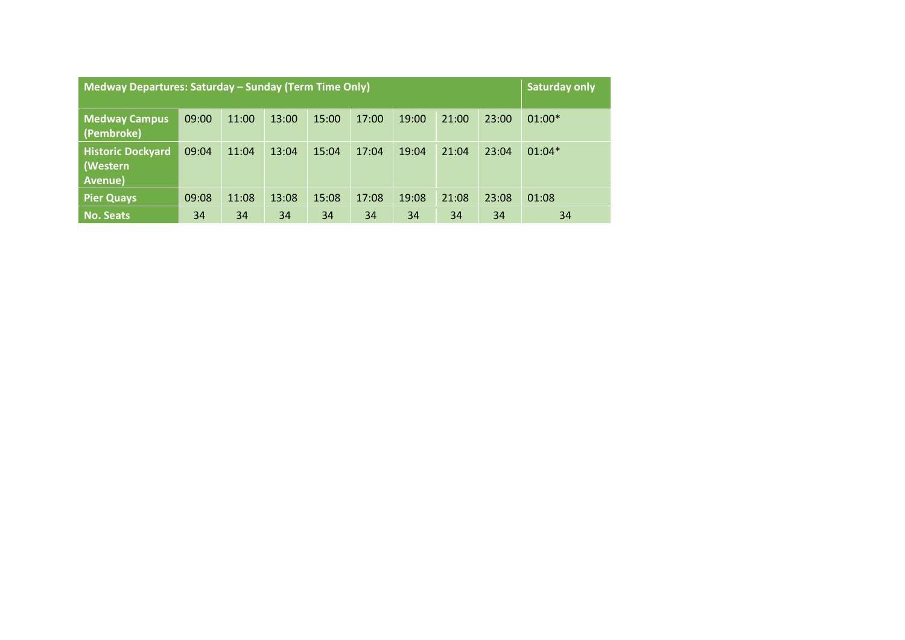| Medway Departures: Saturday – Sunday (Term Time Only) | | | | | | | | | Saturday only |
|---|---|---|---|---|---|---|---|---|---|
| Medway Campus (Pembroke) | 09:00 | 11:00 | 13:00 | 15:00 | 17:00 | 19:00 | 21:00 | 23:00 | 01:00* |
| Historic Dockyard (Western Avenue) | 09:04 | 11:04 | 13:04 | 15:04 | 17:04 | 19:04 | 21:04 | 23:04 | 01:04* |
| Pier Quays | 09:08 | 11:08 | 13:08 | 15:08 | 17:08 | 19:08 | 21:08 | 23:08 | 01:08 |
| No. Seats | 34 | 34 | 34 | 34 | 34 | 34 | 34 | 34 | 34 |